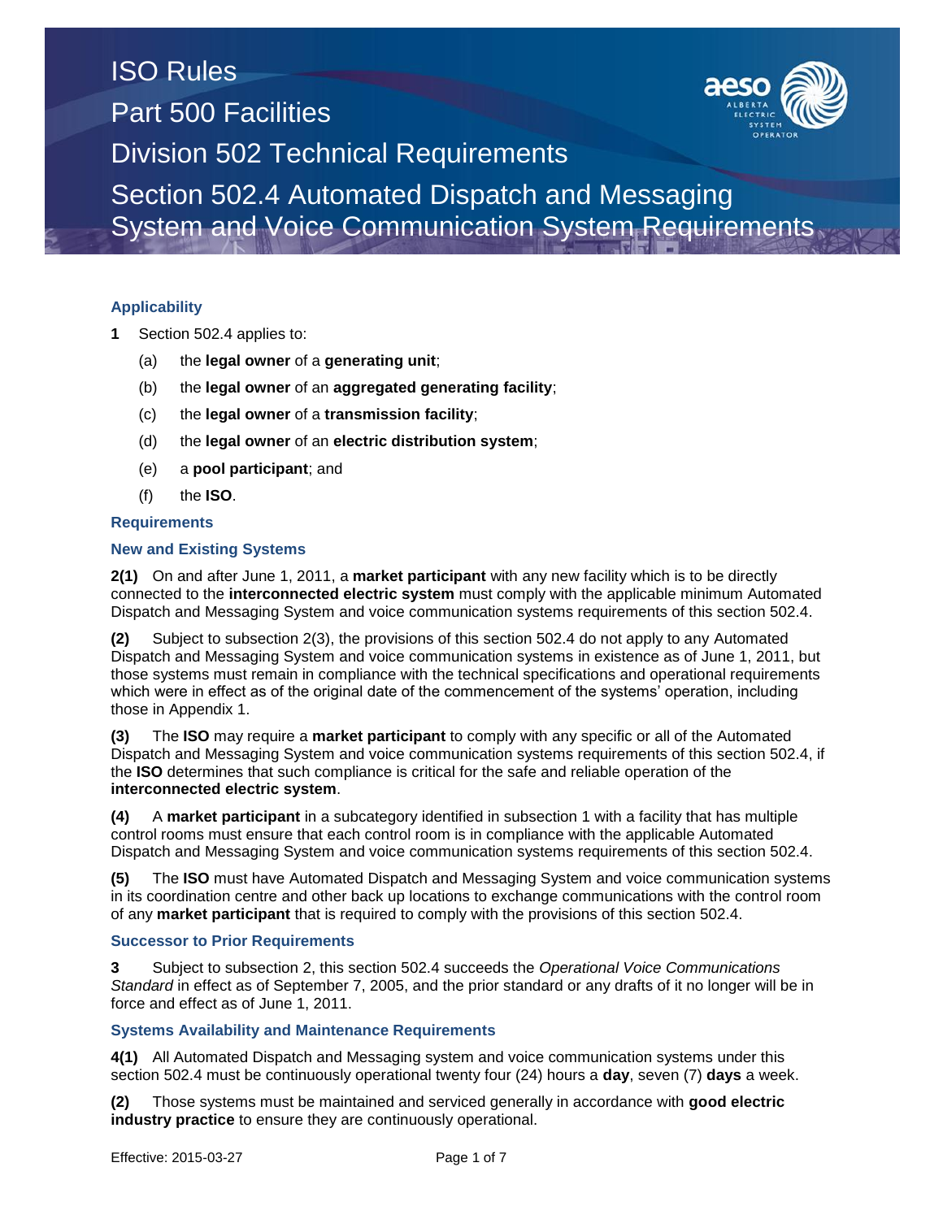# ISO Rules

## Part 500 Facilities

## Division 502 Technical Requirements

## Section 502.4 Automated Dispatch and Messaging System and Voice Communication System Requirements

### Applicability

**1** Section 502.4 applies to:

(a) the **legal owner** of a **generating unit**;

(b) the **legal owner** of an **aggregated generating facility**;

(c) the **legal owner** of a **transmission facility**;

(d) the **legal owner** of an **electric distribution system**;

(e) a **pool participant**; and

(f) the **ISO**.

### Requirements

### New and Existing Systems

**2(1)** On and after June 1, 2011, a **market participant** with any new facility which is to be directly connected to the **interconnected electric system** must comply with the applicable minimum Automated Dispatch and Messaging System and voice communication systems requirements of this section 502.4.

**(2)** Subject to subsection 2(3), the provisions of this section 502.4 do not apply to any Automated Dispatch and Messaging System and voice communication systems in existence as of June 1, 2011, but those systems must remain in compliance with the technical specifications and operational requirements which were in effect as of the original date of the commencement of the systems' operation, including those in Appendix 1.

**(3)** The **ISO** may require a **market participant** to comply with any specific or all of the Automated Dispatch and Messaging System and voice communication systems requirements of this section 502.4, if the **ISO** determines that such compliance is critical for the safe and reliable operation of the **interconnected electric system**.

**(4)** A **market participant** in a subcategory identified in subsection 1 with a facility that has multiple control rooms must ensure that each control room is in compliance with the applicable Automated Dispatch and Messaging System and voice communication systems requirements of this section 502.4.

**(5)** The **ISO** must have Automated Dispatch and Messaging System and voice communication systems in its coordination centre and other back up locations to exchange communications with the control room of any **market participant** that is required to comply with the provisions of this section 502.4.

### Successor to Prior Requirements

**3** Subject to subsection 2, this section 502.4 succeeds the *Operational Voice Communications Standard* in effect as of September 7, 2005, and the prior standard or any drafts of it no longer will be in force and effect as of June 1, 2011.

### Systems Availability and Maintenance Requirements

**4(1)** All Automated Dispatch and Messaging system and voice communication systems under this section 502.4 must be continuously operational twenty four (24) hours a **day**, seven (7) **days** a week.

**(2)** Those systems must be maintained and serviced generally in accordance with **good electric industry practice** to ensure they are continuously operational.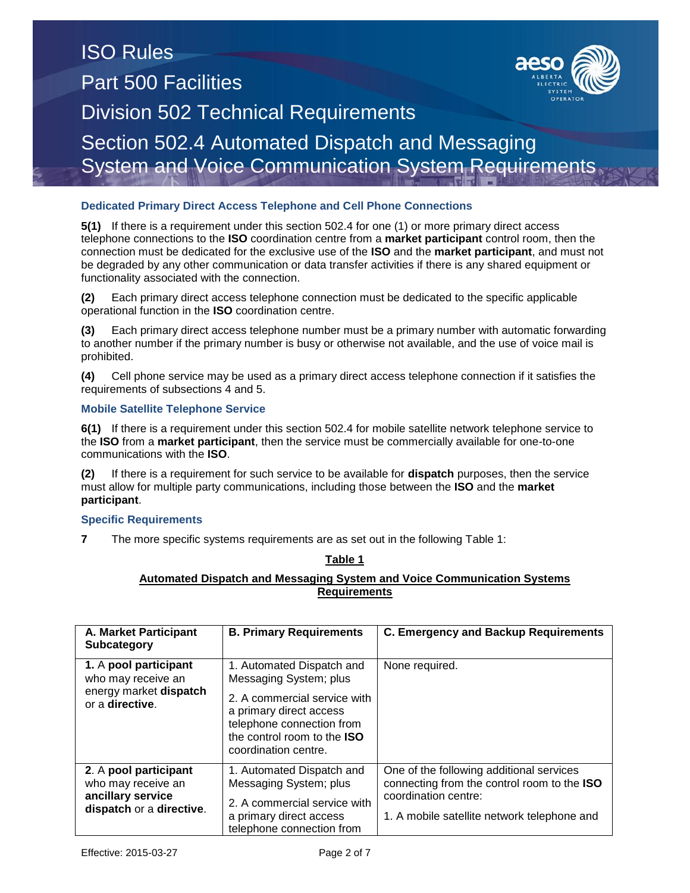### Dedicated Primary Direct Access Telephone and Cell Phone Connections

**5(1)** If there is a requirement under this section 502.4 for one (1) or more primary direct access telephone connections to the **ISO** coordination centre from a **market participant** control room, then the connection must be dedicated for the exclusive use of the **ISO** and the **market participant**, and must not be degraded by any other communication or data transfer activities if there is any shared equipment or functionality associated with the connection.

**(2)** Each primary direct access telephone connection must be dedicated to the specific applicable operational function in the **ISO** coordination centre.

**(3)** Each primary direct access telephone number must be a primary number with automatic forwarding to another number if the primary number is busy or otherwise not available, and the use of voice mail is prohibited.

**(4)** Cell phone service may be used as a primary direct access telephone connection if it satisfies the requirements of subsections 4 and 5.

### Mobile Satellite Telephone Service

**6(1)** If there is a requirement under this section 502.4 for mobile satellite network telephone service to the **ISO** from a **market participant**, then the service must be commercially available for one-to-one communications with the **ISO**.

**(2)** If there is a requirement for such service to be available for **dispatch** purposes, then the service must allow for multiple party communications, including those between the **ISO** and the **market participant**.

### Specific Requirements

**7** The more specific systems requirements are as set out in the following Table 1:

**Table 1**

**Automated Dispatch and Messaging System and Voice Communication Systems Requirements**

| A. Market Participant Subcategory | B. Primary Requirements | C. Emergency and Backup Requirements |
|---|---|---|
| **1.** A **pool participant** who may receive an energy market **dispatch** or a **directive**. | 1. Automated Dispatch and Messaging System; plus<br>2. A commercial service with a primary direct access telephone connection from the control room to the **ISO** coordination centre. | None required. |
| **2**. A **pool participant** who may receive an **ancillary service dispatch** or a **directive**. | 1. Automated Dispatch and Messaging System; plus<br>2. A commercial service with a primary direct access telephone connection from | One of the following additional services connecting from the control room to the **ISO** coordination centre:<br>1. A mobile satellite network telephone and |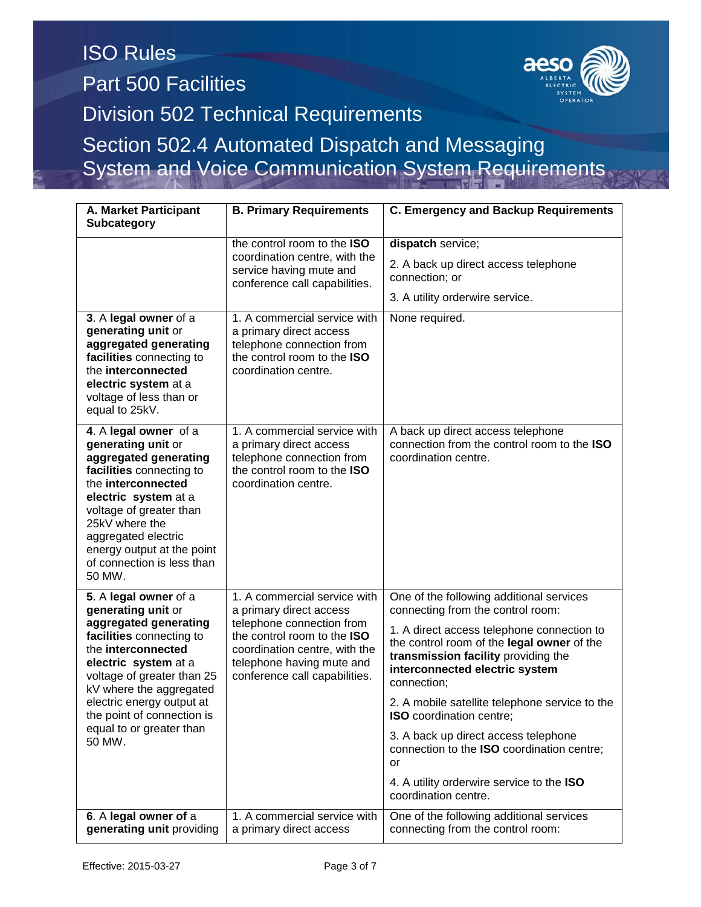| A. Market Participant Subcategory | B. Primary Requirements | C. Emergency and Backup Requirements |
|---|---|---|
| | the control room to the **ISO** coordination centre, with the service having mute and conference call capabilities. | **dispatch** service;<br>2. A back up direct access telephone connection; or<br>3. A utility orderwire service. |
| **3**. A **legal owner** of a **generating unit** or **aggregated generating facilities** connecting to the **interconnected electric system** at a voltage of less than or equal to 25kV. | 1. A commercial service with a primary direct access telephone connection from the control room to the **ISO** coordination centre. | None required. |
| **4**. A **legal owner** of a **generating unit** or **aggregated generating facilities** connecting to the **interconnected electric system** at a voltage of greater than 25kV where the aggregated electric energy output at the point of connection is less than 50 MW. | 1. A commercial service with a primary direct access telephone connection from the control room to the **ISO** coordination centre. | A back up direct access telephone connection from the control room to the **ISO** coordination centre. |
| **5**. A **legal owner** of a **generating unit** or **aggregated generating facilities** connecting to the **interconnected electric system** at a voltage of greater than 25 kV where the aggregated electric energy output at the point of connection is equal to or greater than 50 MW. | 1. A commercial service with a primary direct access telephone connection from the control room to the **ISO** coordination centre, with the telephone having mute and conference call capabilities. | One of the following additional services connecting from the control room:<br>1. A direct access telephone connection to the control room of the **legal owner** of the **transmission facility** providing the **interconnected electric system** connection;<br>2. A mobile satellite telephone service to the **ISO** coordination centre;<br>3. A back up direct access telephone connection to the **ISO** coordination centre; or<br>4. A utility orderwire service to the **ISO** coordination centre. |
| **6**. A **legal owner of** a **generating unit** providing | 1. A commercial service with a primary direct access | One of the following additional services connecting from the control room: |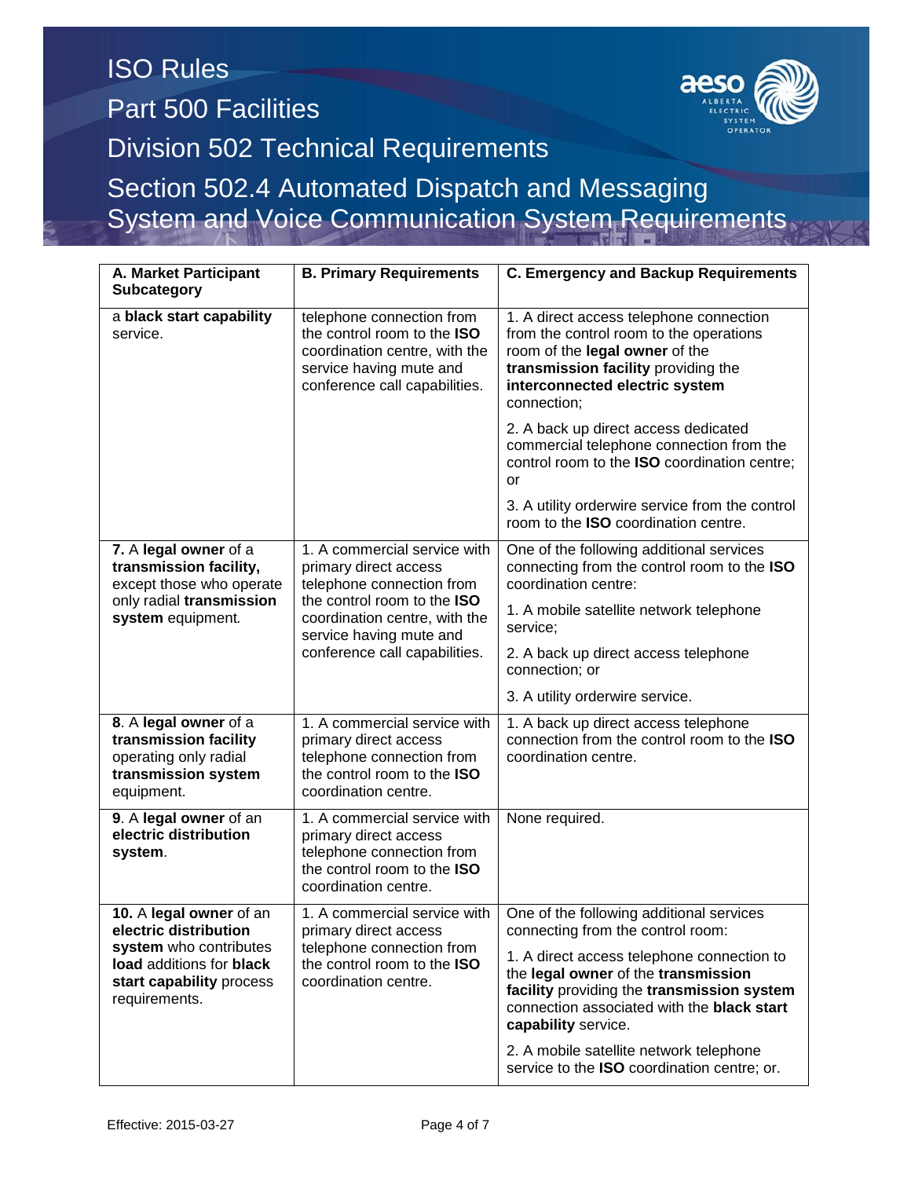| A. Market Participant Subcategory | B. Primary Requirements | C. Emergency and Backup Requirements |
|---|---|---|
| a **black start capability** service. | telephone connection from the control room to the **ISO** coordination centre, with the service having mute and conference call capabilities. | 1. A direct access telephone connection from the control room to the operations room of the **legal owner** of the **transmission facility** providing the **interconnected electric system** connection;<br><br>2. A back up direct access dedicated commercial telephone connection from the control room to the **ISO** coordination centre; or<br><br>3. A utility orderwire service from the control room to the **ISO** coordination centre. |
| **7.** A **legal owner** of a **transmission facility,** except those who operate only radial **transmission system** equipment. | 1. A commercial service with primary direct access telephone connection from the control room to the **ISO** coordination centre, with the service having mute and conference call capabilities. | One of the following additional services connecting from the control room to the **ISO** coordination centre:<br><br>1. A mobile satellite network telephone service;<br><br>2. A back up direct access telephone connection; or<br><br>3. A utility orderwire service. |
| **8**. A **legal owner** of a **transmission facility** operating only radial **transmission system** equipment. | 1. A commercial service with primary direct access telephone connection from the control room to the **ISO** coordination centre. | 1. A back up direct access telephone connection from the control room to the **ISO** coordination centre. |
| **9**. A **legal owner** of an **electric distribution system**. | 1. A commercial service with primary direct access telephone connection from the control room to the **ISO** coordination centre. | None required. |
| **10.** A **legal owner** of an **electric distribution system** who contributes **load** additions for **black start capability** process requirements. | 1. A commercial service with primary direct access telephone connection from the control room to the **ISO** coordination centre. | One of the following additional services connecting from the control room:<br><br>1. A direct access telephone connection to the **legal owner** of the **transmission facility** providing the **transmission system** connection associated with the **black start capability** service.<br><br>2. A mobile satellite network telephone service to the **ISO** coordination centre; or. |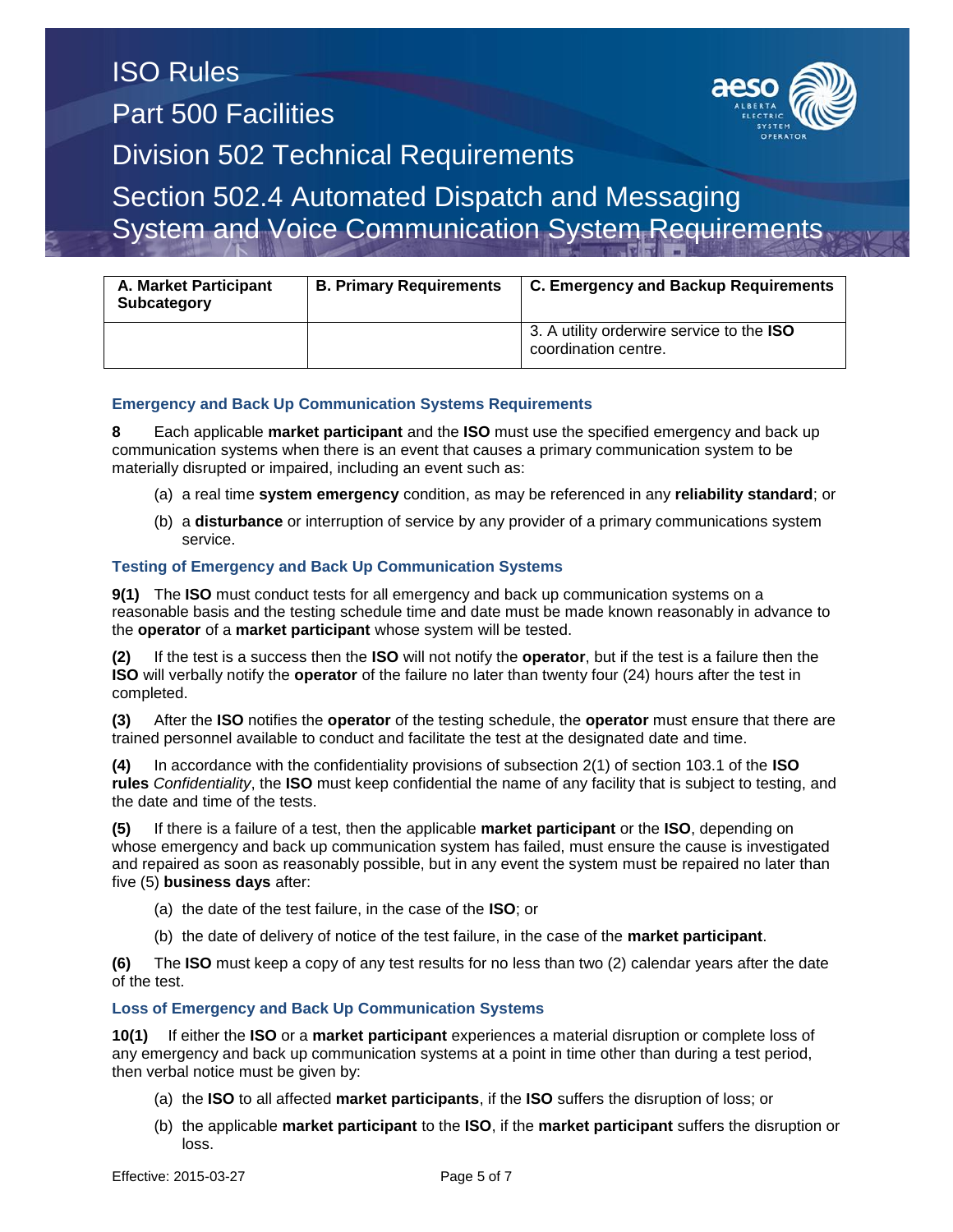| A. Market Participant Subcategory | B. Primary Requirements | C. Emergency and Backup Requirements |
|---|---|---|
| | | 3. A utility orderwire service to the **ISO** coordination centre. |

### Emergency and Back Up Communication Systems Requirements

**8** Each applicable **market participant** and the **ISO** must use the specified emergency and back up communication systems when there is an event that causes a primary communication system to be materially disrupted or impaired, including an event such as:

(a) a real time **system emergency** condition, as may be referenced in any **reliability standard**; or

(b) a **disturbance** or interruption of service by any provider of a primary communications system service.

### Testing of Emergency and Back Up Communication Systems

**9(1)** The **ISO** must conduct tests for all emergency and back up communication systems on a reasonable basis and the testing schedule time and date must be made known reasonably in advance to the **operator** of a **market participant** whose system will be tested.

**(2)** If the test is a success then the **ISO** will not notify the **operator**, but if the test is a failure then the **ISO** will verbally notify the **operator** of the failure no later than twenty four (24) hours after the test in completed.

**(3)** After the **ISO** notifies the **operator** of the testing schedule, the **operator** must ensure that there are trained personnel available to conduct and facilitate the test at the designated date and time.

**(4)** In accordance with the confidentiality provisions of subsection 2(1) of section 103.1 of the **ISO rules** *Confidentiality*, the **ISO** must keep confidential the name of any facility that is subject to testing, and the date and time of the tests.

**(5)** If there is a failure of a test, then the applicable **market participant** or the **ISO**, depending on whose emergency and back up communication system has failed, must ensure the cause is investigated and repaired as soon as reasonably possible, but in any event the system must be repaired no later than five (5) **business days** after:

(a) the date of the test failure, in the case of the **ISO**; or

(b) the date of delivery of notice of the test failure, in the case of the **market participant**.

**(6)** The **ISO** must keep a copy of any test results for no less than two (2) calendar years after the date of the test.

### Loss of Emergency and Back Up Communication Systems

**10(1)** If either the **ISO** or a **market participant** experiences a material disruption or complete loss of any emergency and back up communication systems at a point in time other than during a test period, then verbal notice must be given by:

(a) the **ISO** to all affected **market participants**, if the **ISO** suffers the disruption of loss; or

(b) the applicable **market participant** to the **ISO**, if the **market participant** suffers the disruption or loss.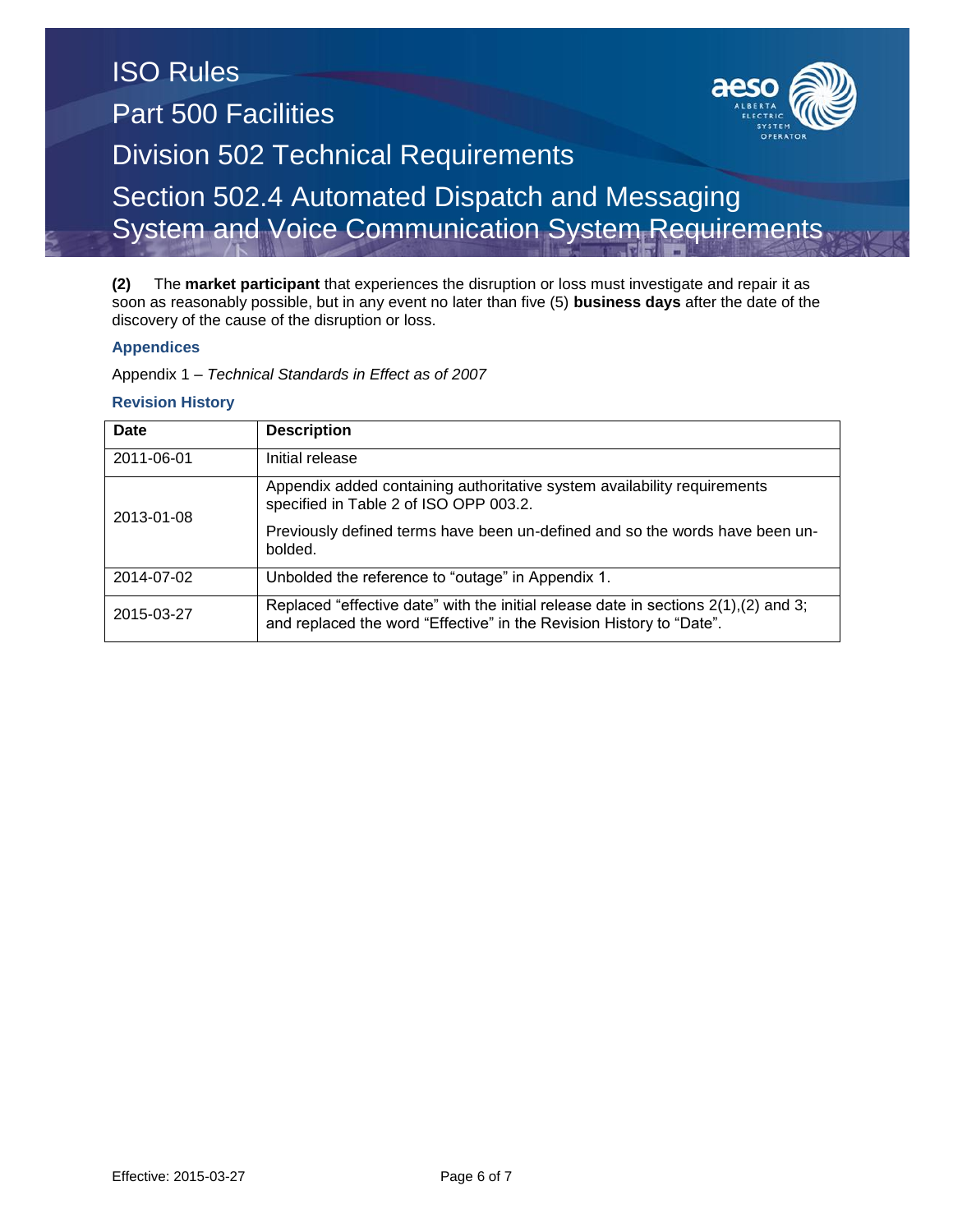**(2)** The **market participant** that experiences the disruption or loss must investigate and repair it as soon as reasonably possible, but in any event no later than five (5) **business days** after the date of the discovery of the cause of the disruption or loss.

### Appendices

Appendix 1 – *Technical Standards in Effect as of 2007*

### Revision History

| Date | Description |
| --- | --- |
| 2011-06-01 | Initial release |
| 2013-01-08 | Appendix added containing authoritative system availability requirements specified in Table 2 of ISO OPP 003.2.<br><br>Previously defined terms have been un-defined and so the words have been un-bolded. |
| 2014-07-02 | Unbolded the reference to “outage” in Appendix 1. |
| 2015-03-27 | Replaced “effective date” with the initial release date in sections 2(1),(2) and 3; and replaced the word “Effective” in the Revision History to “Date”. |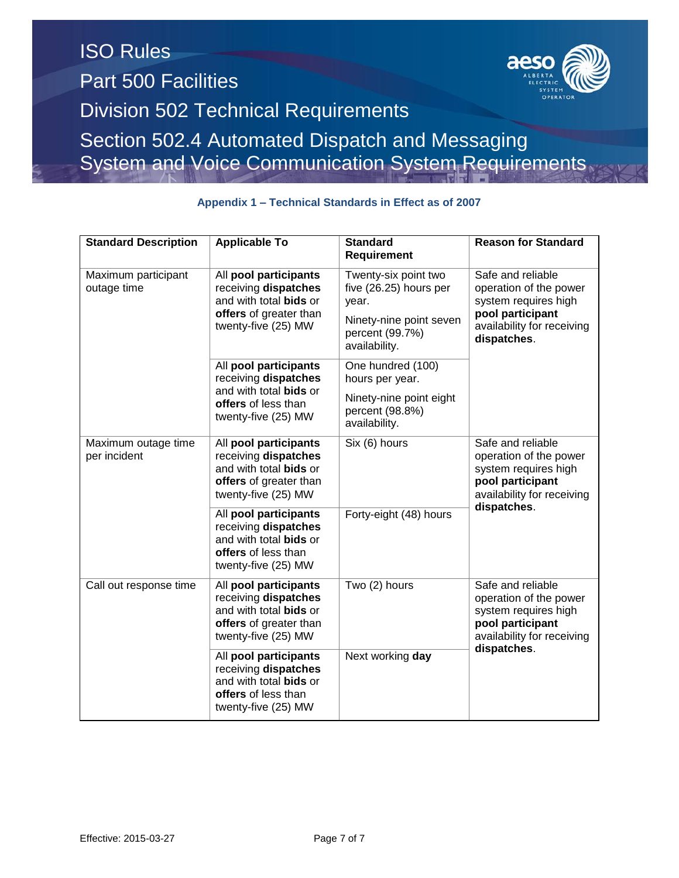## Appendix 1 – Technical Standards in Effect as of 2007

| Standard Description | Applicable To | Standard Requirement | Reason for Standard |
|---|---|---|---|
| Maximum participant outage time | All **pool participants** receiving **dispatches** and with total **bids** or **offers** of greater than twenty-five (25) MW | Twenty-six point two five (26.25) hours per year. Ninety-nine point seven percent (99.7%) availability. | Safe and reliable operation of the power system requires high **pool participant** availability for receiving **dispatches**. |
| | All **pool participants** receiving **dispatches** and with total **bids** or **offers** of less than twenty-five (25) MW | One hundred (100) hours per year. Ninety-nine point eight percent (98.8%) availability. | |
| Maximum outage time per incident | All **pool participants** receiving **dispatches** and with total **bids** or **offers** of greater than twenty-five (25) MW | Six (6) hours | Safe and reliable operation of the power system requires high **pool participant** availability for receiving **dispatches**. |
| | All **pool participants** receiving **dispatches** and with total **bids** or **offers** of less than twenty-five (25) MW | Forty-eight (48) hours | |
| Call out response time | All **pool participants** receiving **dispatches** and with total **bids** or **offers** of greater than twenty-five (25) MW | Two (2) hours | Safe and reliable operation of the power system requires high **pool participant** availability for receiving **dispatches**. |
| | All **pool participants** receiving **dispatches** and with total **bids** or **offers** of less than twenty-five (25) MW | Next working **day** | |